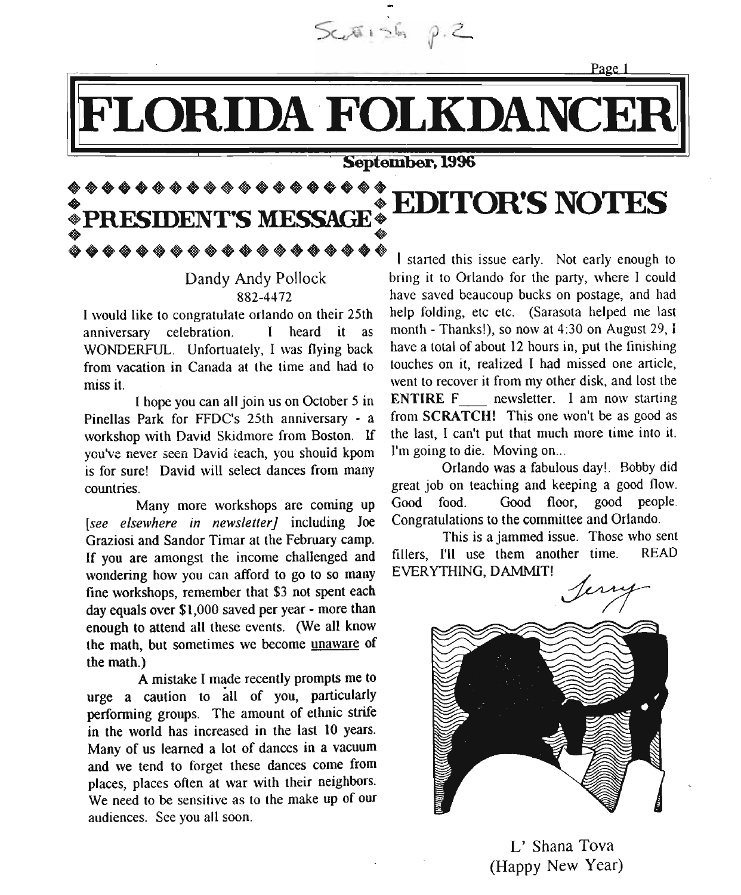Scottish p.2

# FLORIDA FOLKDANCER

**September, 1996**

## PRESIDENT'S MESSAGE

Dandy Andy Pollock
882-4472

I would like to congratulate orlando on their 25th anniversary celebration. I heard it as WONDERFUL. Unfortuately, I was flying back from vacation in Canada at the time and had to miss it.

I hope you can all join us on October 5 in Pinellas Park for FFDC's 25th anniversary - a workshop with David Skidmore from Boston. If you've never seen David teach, you should kpom is for sure! David will select dances from many countries.

Many more workshops are coming up *[see elsewhere in newsletter]* including Joe Graziosi and Sandor Timar at the February camp. If you are amongst the income challenged and wondering how you can afford to go to so many fine workshops, remember that $3 not spent each day equals over $1,000 saved per year - more than enough to attend all these events. (We all know the math, but sometimes we become unaware of the math.)

A mistake I made recently prompts me to urge a caution to all of you, particularly performing groups. The amount of ethnic strife in the world has increased in the last 10 years. Many of us learned a lot of dances in a vacuum and we tend to forget these dances come from places, places often at war with their neighbors. We need to be sensitive as to the make up of our audiences. See you all soon.

## EDITOR'S NOTES

I started this issue early. Not early enough to bring it to Orlando for the party, where I could have saved beaucoup bucks on postage, and had help folding, etc etc. (Sarasota helped me last month - Thanks!), so now at 4:30 on August 29, I have a total of about 12 hours in, put the finishing touches on it, realized I had missed one article, went to recover it from my other disk, and lost the **ENTIRE** F____ newsletter. I am now starting from **SCRATCH!** This one won't be as good as the last, I can't put that much more time into it. I'm going to die. Moving on...

Orlando was a fabulous day!. Bobby did great job on teaching and keeping a good flow. Good food. Good floor, good people. Congratulations to the committee and Orlando.

This is a jammed issue. Those who sent fillers, I'll use them another time. READ EVERYTHING, DAMMIT!

Jerry

L' Shana Tova
(Happy New Year)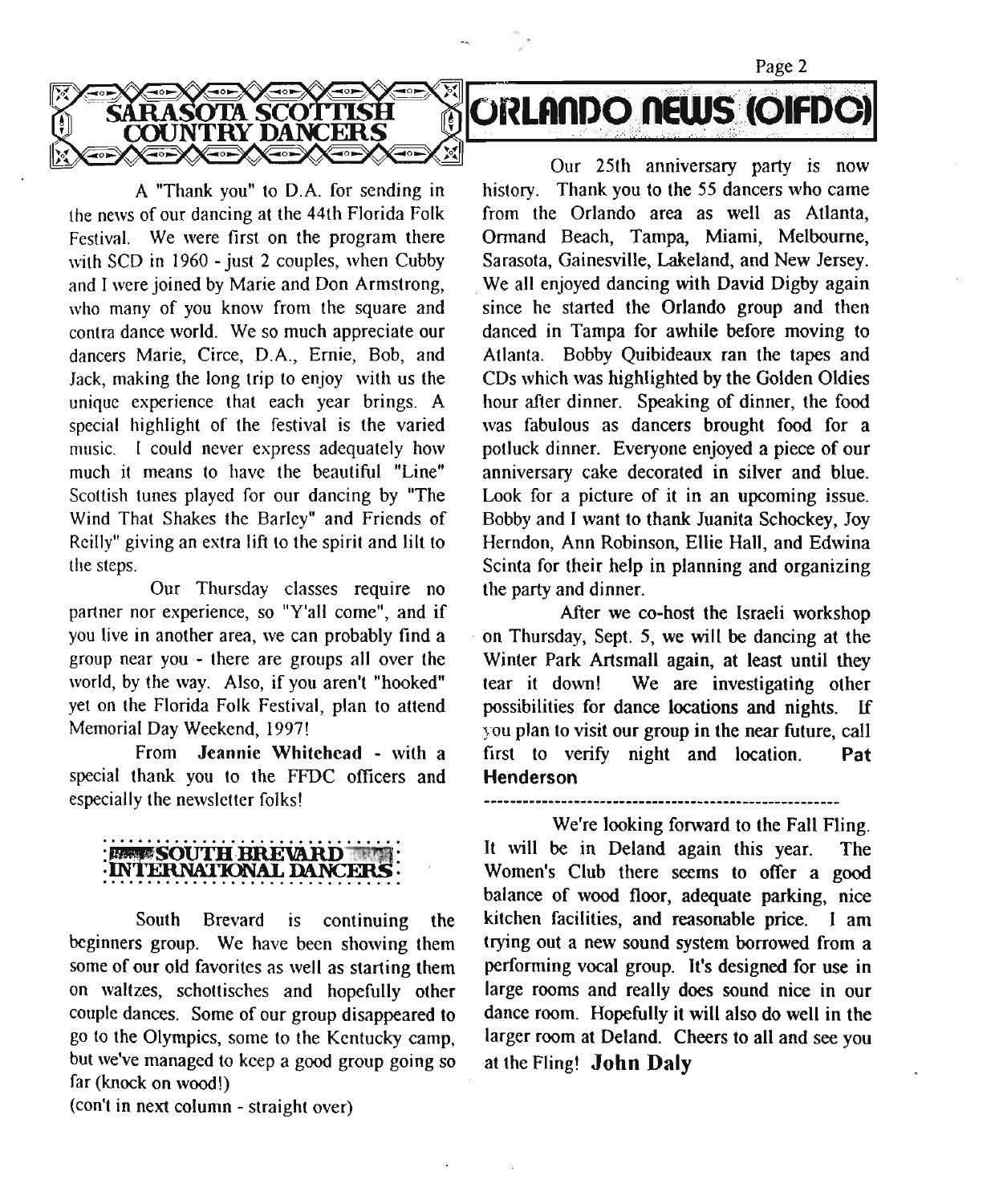## SARASOTA SCOTTISH COUNTRY DANCERS

A "Thank you" to D.A. for sending in the news of our dancing at the 44th Florida Folk Festival. We were first on the program there with SCD in 1960 - just 2 couples, when Cubby and I were joined by Marie and Don Armstrong, who many of you know from the square and contra dance world. We so much appreciate our dancers Marie, Circe, D.A., Ernie, Bob, and Jack, making the long trip to enjoy with us the unique experience that each year brings. A special highlight of the festival is the varied music. I could never express adequately how much it means to have the beautiful "Line" Scottish tunes played for our dancing by "The Wind That Shakes the Barley" and Friends of Reilly" giving an extra lift to the spirit and lilt to the steps.

Our Thursday classes require no partner nor experience, so "Y'all come", and if you live in another area, we can probably find a group near you - there are groups all over the world, by the way. Also, if you aren't "hooked" yet on the Florida Folk Festival, plan to attend Memorial Day Weekend, 1997!

From **Jeannie Whitehead** - with a special thank you to the FFDC officers and especially the newsletter folks!

## SOUTH BREVARD INTERNATIONAL DANCERS

South Brevard is continuing the beginners group. We have been showing them some of our old favorites as well as starting them on waltzes, schottisches and hopefully other couple dances. Some of our group disappeared to go to the Olympics, some to the Kentucky camp, but we've managed to keep a good group going so far (knock on wood!)

(con't in next column - straight over)

## ORLANDO NEWS (OIFDC)

Our 25th anniversary party is now history. Thank you to the 55 dancers who came from the Orlando area as well as Atlanta, Ormand Beach, Tampa, Miami, Melbourne, Sarasota, Gainesville, Lakeland, and New Jersey. We all enjoyed dancing with David Digby again since he started the Orlando group and then danced in Tampa for awhile before moving to Atlanta. Bobby Quibideaux ran the tapes and CDs which was highlighted by the Golden Oldies hour after dinner. Speaking of dinner, the food was fabulous as dancers brought food for a potluck dinner. Everyone enjoyed a piece of our anniversary cake decorated in silver and blue. Look for a picture of it in an upcoming issue. Bobby and I want to thank Juanita Schockey, Joy Herndon, Ann Robinson, Ellie Hall, and Edwina Scinta for their help in planning and organizing the party and dinner.

After we co-host the Israeli workshop on Thursday, Sept. 5, we will be dancing at the Winter Park Artsmall again, at least until they tear it down! We are investigating other possibilities for dance locations and nights. If you plan to visit our group in the near future, call first to verify night and location. **Pat Henderson**

---

We're looking forward to the Fall Fling. It will be in Deland again this year. The Women's Club there seems to offer a good balance of wood floor, adequate parking, nice kitchen facilities, and reasonable price. I am trying out a new sound system borrowed from a performing vocal group. It's designed for use in large rooms and really does sound nice in our dance room. Hopefully it will also do well in the larger room at Deland. Cheers to all and see you at the Fling! **John Daly**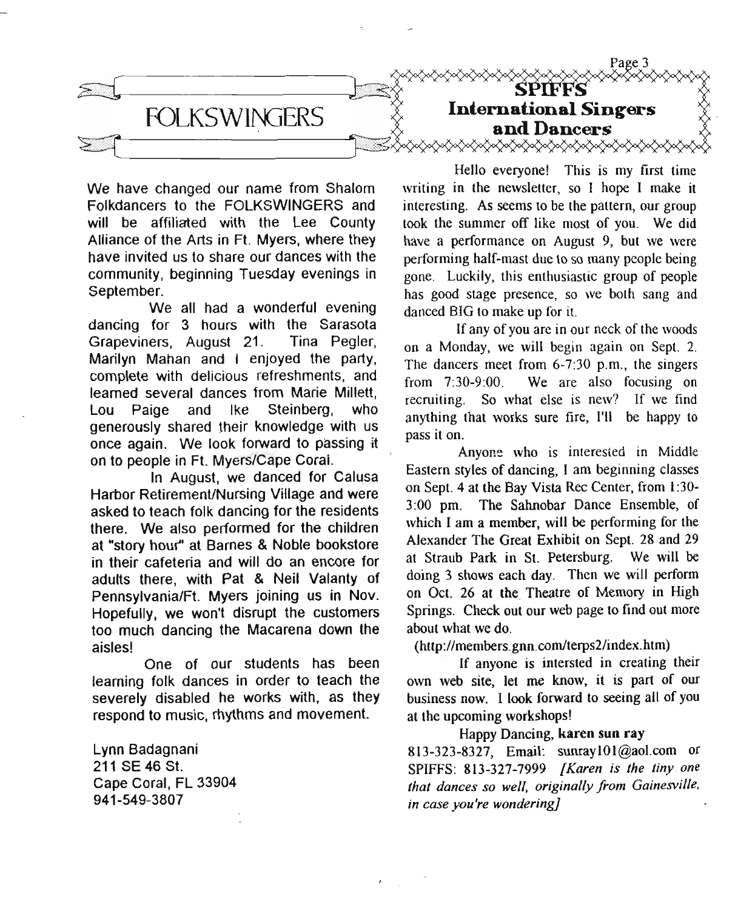## FOLKSWINGERS

We have changed our name from Shalom Folkdancers to the FOLKSWINGERS and will be affiliated with the Lee County Alliance of the Arts in Ft. Myers, where they have invited us to share our dances with the community, beginning Tuesday evenings in September.

We all had a wonderful evening dancing for 3 hours with the Sarasota Grapeviners, August 21. Tina Pegler, Marilyn Mahan and I enjoyed the party, complete with delicious refreshments, and learned several dances from Marie Millett, Lou Paige and Ike Steinberg, who generously shared their knowledge with us once again. We look forward to passing it on to people in Ft. Myers/Cape Coral.

In August, we danced for Calusa Harbor Retirement/Nursing Village and were asked to teach folk dancing for the residents there. We also performed for the children at "story hour" at Barnes & Noble bookstore in their cafeteria and will do an encore for adults there, with Pat & Neil Valanty of Pennsylvania/Ft. Myers joining us in Nov. Hopefully, we won't disrupt the customers too much dancing the Macarena down the aisles!

One of our students has been learning folk dances in order to teach the severely disabled he works with, as they respond to music, rhythms and movement.

Lynn Badagnani
211 SE 46 St.
Cape Coral, FL 33904
941-549-3807

## SPIFFS International Singers and Dancers

Hello everyone! This is my first time writing in the newsletter, so I hope I make it interesting. As seems to be the pattern, our group took the summer off like most of you. We did have a performance on August 9, but we were performing half-mast due to so many people being gone. Luckily, this enthusiastic group of people has good stage presence, so we both sang and danced BIG to make up for it.

If any of you are in our neck of the woods on a Monday, we will begin again on Sept. 2. The dancers meet from 6-7:30 p.m., the singers from 7:30-9:00. We are also focusing on recruiting. So what else is new? If we find anything that works sure fire, I'll be happy to pass it on.

Anyone who is interested in Middle Eastern styles of dancing, I am beginning classes on Sept. 4 at the Bay Vista Rec Center, from 1:30-3:00 pm. The Sahnobar Dance Ensemble, of which I am a member, will be performing for the Alexander The Great Exhibit on Sept. 28 and 29 at Straub Park in St. Petersburg. We will be doing 3 shows each day. Then we will perform on Oct. 26 at the Theatre of Memory in High Springs. Check out our web page to find out more about what we do.

(http://members.gnn.com/terps2/index.htm)

If anyone is intersted in creating their own web site, let me know, it is part of our business now. I look forward to seeing all of you at the upcoming workshops!

Happy Dancing, **karen sun ray**
813-323-8327, Email: sunray101@aol.com or SPIFFS: 813-327-7999 *[Karen is the tiny one that dances so well, originally from Gainesville, in case you're wondering]*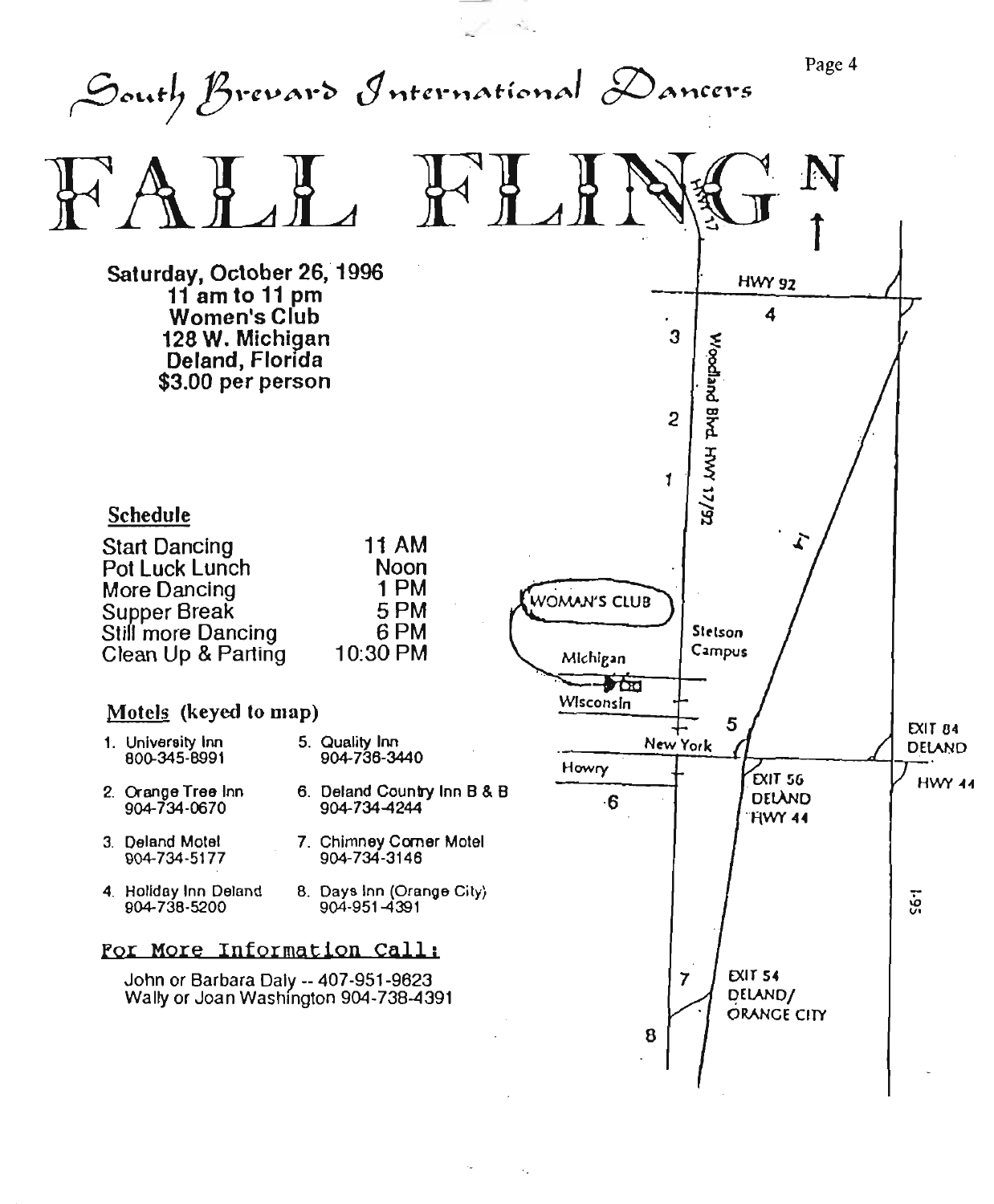# South Brevard International Dancers

# FALL FLING

**Saturday, October 26, 1996**
**11 am to 11 pm**
**Women's Club**
**128 W. Michigan**
**Deland, Florida**
**$3.00 per person**

## Schedule

| | |
|---|---|
| Start Dancing | 11 AM |
| Pot Luck Lunch | Noon |
| More Dancing | 1 PM |
| Supper Break | 5 PM |
| Still more Dancing | 6 PM |
| Clean Up & Parting | 10:30 PM |

## Motels (keyed to map)

1. University Inn 800-345-8991
2. Orange Tree Inn 904-734-0670
3. Deland Motel 904-734-5177
4. Holiday Inn Deland 904-738-5200
5. Quality Inn 904-736-3440
6. Deland Country Inn B & B 904-734-4244
7. Chimney Corner Motel 904-734-3146
8. Days Inn (Orange City) 904-951-4391

## For More Information Call:

John or Barbara Daly -- 407-951-9623
Wally or Joan Washington 904-738-4391

N ↑
HWY 17
HWY 92
Woodland Blvd. HWY 17/92
WOMAN'S CLUB
Michigan
Wisconsin
Stetson Campus
New York
Howry
EXIT 56 DELAND HWY 44
EXIT 84 DELAND
HWY 44
EXIT 54 DELAND/ ORANGE CITY
I-95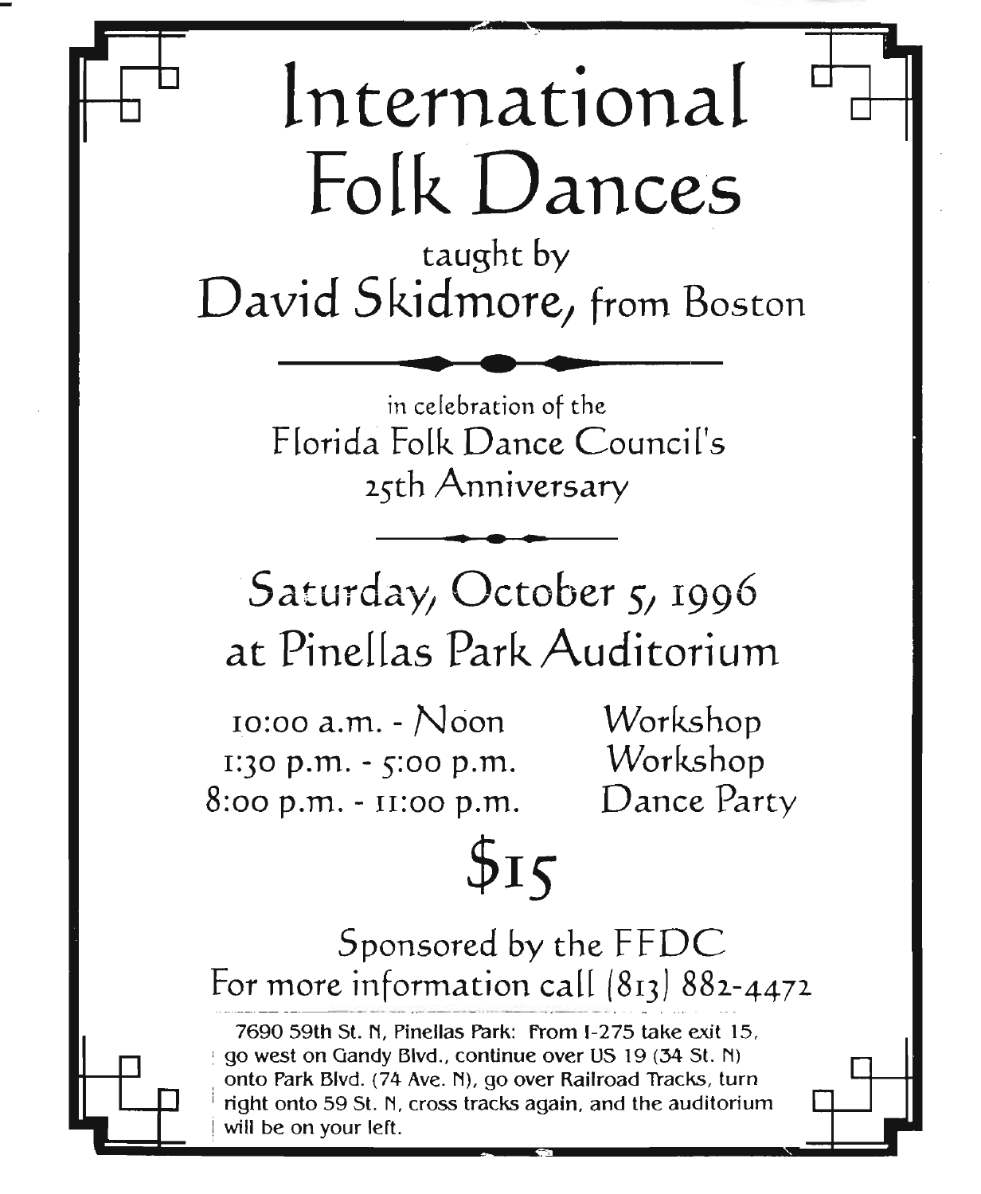# International Folk Dances

taught by

## David Skidmore, from Boston

in celebration of the

Florida Folk Dance Council's

25th Anniversary

## Saturday, October 5, 1996
## at Pinellas Park Auditorium

| | |
|---|---|
| 10:00 a.m. - Noon | Workshop |
| 1:30 p.m. - 5:00 p.m. | Workshop |
| 8:00 p.m. - 11:00 p.m. | Dance Party |

## $15

Sponsored by the FFDC

For more information call (813) 882-4472

7690 59th St. N, Pinellas Park: From I-275 take exit 15, go west on Gandy Blvd., continue over US 19 (34 St. N) onto Park Blvd. (74 Ave. N), go over Railroad Tracks, turn right onto 59 St. N, cross tracks again, and the auditorium will be on your left.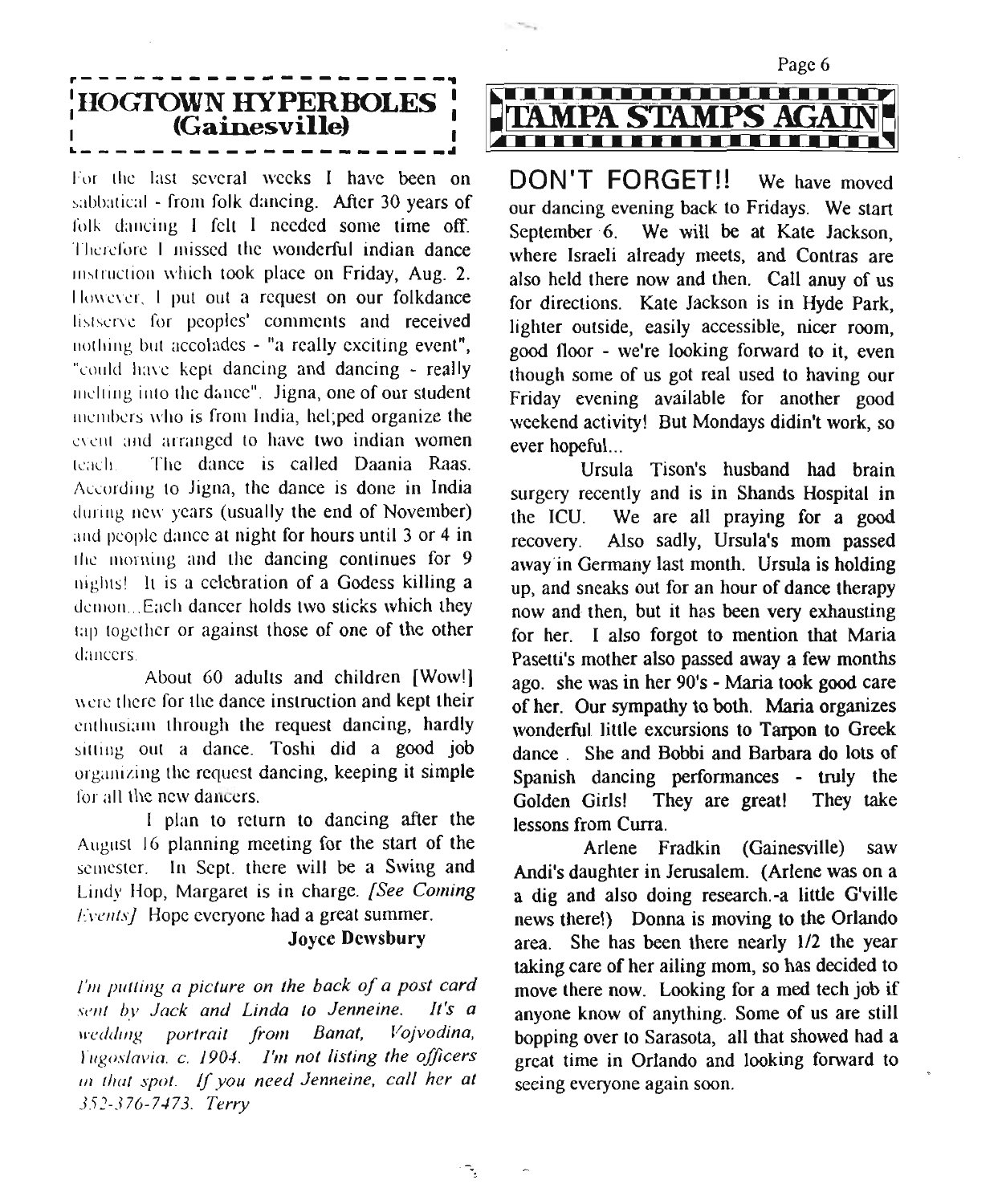## HOGTOWN HYPERBOLES (Gainesville)

For the last several weeks I have been on sabbatical - from folk dancing. After 30 years of folk dancing I felt I needed some time off. Therefore I missed the wonderful indian dance instruction which took place on Friday, Aug. 2. However, I put out a request on our folkdance listserve for peoples' comments and received nothing but accolades - "a really exciting event", "could have kept dancing and dancing - really melting into the dance". Jigna, one of our student members who is from India, hel;ped organize the event and arranged to have two indian women teach. The dance is called Daania Raas. According to Jigna, the dance is done in India during new years (usually the end of November) and people dance at night for hours until 3 or 4 in the morning and the dancing continues for 9 nights! It is a celebration of a Godess killing a demon...Each dancer holds two sticks which they tap together or against those of one of the other dancers.

About 60 adults and children [Wow!] were there for the dance instruction and kept their enthusiasm through the request dancing, hardly sitting out a dance. Toshi did a good job organizing the request dancing, keeping it simple for all the new dancers.

I plan to return to dancing after the August 16 planning meeting for the start of the semester. In Sept. there will be a Swing and Lindy Hop, Margaret is in charge. *[See Coming Events]* Hope everyone had a great summer.

**Joyce Dewsbury**

*I'm putting a picture on the back of a post card sent by Jack and Linda to Jenneine. It's a wedding portrait from Banat, Vojvodina, Yugoslavia, c. 1904. I'm not listing the officers in that spot. If you need Jenneine, call her at 352-376-7473. Terry*

## TAMPA STAMPS AGAIN

**DON'T FORGET!!** We have moved our dancing evening back to Fridays. We start September 6. We will be at Kate Jackson, where Israeli already meets, and Contras are also held there now and then. Call anuy of us for directions. Kate Jackson is in Hyde Park, lighter outside, easily accessible, nicer room, good floor - we're looking forward to it, even though some of us got real used to having our Friday evening available for another good weekend activity! But Mondays didin't work, so ever hopeful...

Ursula Tison's husband had brain surgery recently and is in Shands Hospital in the ICU. We are all praying for a good recovery. Also sadly, Ursula's mom passed away in Germany last month. Ursula is holding up, and sneaks out for an hour of dance therapy now and then, but it has been very exhausting for her. I also forgot to mention that Maria Pasetti's mother also passed away a few months ago. she was in her 90's - Maria took good care of her. Our sympathy to both. Maria organizes wonderful little excursions to Tarpon to Greek dance . She and Bobbi and Barbara do lots of Spanish dancing performances - truly the Golden Girls! They are great! They take lessons from Curra.

Arlene Fradkin (Gainesville) saw Andi's daughter in Jerusalem. (Arlene was on a a dig and also doing research.-a little G'ville news there!) Donna is moving to the Orlando area. She has been there nearly 1/2 the year taking care of her ailing mom, so has decided to move there now. Looking for a med tech job if anyone know of anything. Some of us are still bopping over to Sarasota, all that showed had a great time in Orlando and looking forward to seeing everyone again soon.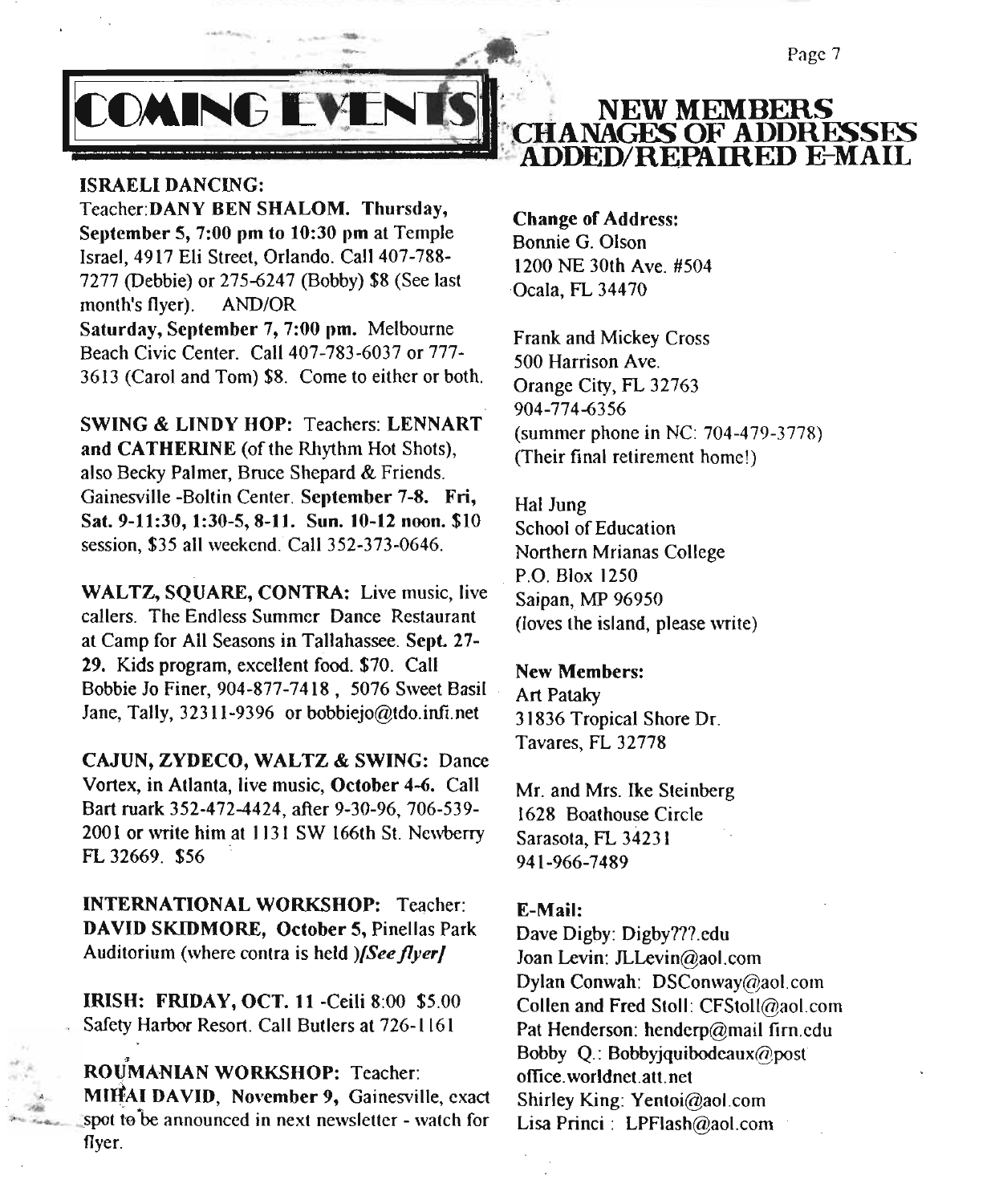# COMING EVENTS

**ISRAELI DANCING:**
Teacher:**DANY BEN SHALOM. Thursday, September 5, 7:00 pm to 10:30 pm** at Temple Israel, 4917 Eli Street, Orlando. Call 407-788-7277 (Debbie) or 275-6247 (Bobby) $8 (See last month's flyer). AND/OR
**Saturday, September 7, 7:00 pm.** Melbourne Beach Civic Center. Call 407-783-6037 or 777-3613 (Carol and Tom) $8. Come to either or both.

**SWING & LINDY HOP:** Teachers: **LENNART and CATHERINE** (of the Rhythm Hot Shots), also Becky Palmer, Bruce Shepard & Friends. Gainesville -Boltin Center. **September 7-8. Fri, Sat. 9-11:30, 1:30-5, 8-11. Sun. 10-12 noon.** $10 session, $35 all weekend. Call 352-373-0646.

**WALTZ, SQUARE, CONTRA:** Live music, live callers. The Endless Summer Dance Restaurant at Camp for All Seasons in Tallahassee. **Sept. 27-29.** Kids program, excellent food. $70. Call Bobbie Jo Finer, 904-877-7418 , 5076 Sweet Basil Jane, Tally, 32311-9396 or bobbiejo@tdo.infi.net

**CAJUN, ZYDECO, WALTZ & SWING:** Dance Vortex, in Atlanta, live music, **October 4-6.** Call Bart ruark 352-472-4424, after 9-30-96, 706-539-2001 or write him at 1131 SW 166th St. Newberry FL 32669. $56

**INTERNATIONAL WORKSHOP:** Teacher: **DAVID SKIDMORE, October 5,** Pinellas Park Auditorium (where contra is held )*[See flyer]*

**IRISH: FRIDAY, OCT. 11** -Ceili 8:00 $5.00 Safety Harbor Resort. Call Butlers at 726-1161

**ROUMANIAN WORKSHOP:** Teacher: **MIHAI DAVID, November 9,** Gainesville, exact spot to be announced in next newsletter - watch for flyer.

# NEW MEMBERS CHANAGES OF ADDRESSES ADDED/REPAIRED E-MAIL

**Change of Address:**
Bonnie G. Olson
1200 NE 30th Ave. #504
Ocala, FL 34470

Frank and Mickey Cross
500 Harrison Ave.
Orange City, FL 32763
904-774-6356
(summer phone in NC: 704-479-3778)
(Their final retirement home!)

Hal Jung
School of Education
Northern Mrianas College
P.O. Blox 1250
Saipan, MP 96950
(loves the island, please write)

**New Members:**
Art Pataky
31836 Tropical Shore Dr.
Tavares, FL 32778

Mr. and Mrs. Ike Steinberg
1628 Boathouse Circle
Sarasota, FL 34231
941-966-7489

**E-Mail:**
Dave Digby: Digby???.edu
Joan Levin: JLLevin@aol.com
Dylan Conwah: DSConway@aol.com
Collen and Fred Stoll: CFStoll@aol.com
Pat Henderson: henderp@mail firn.edu
Bobby Q.: Bobbyjquibodeaux@post office.worldnet.att.net
Shirley King: Yentoi@aol.com
Lisa Princi : LPFlash@aol.com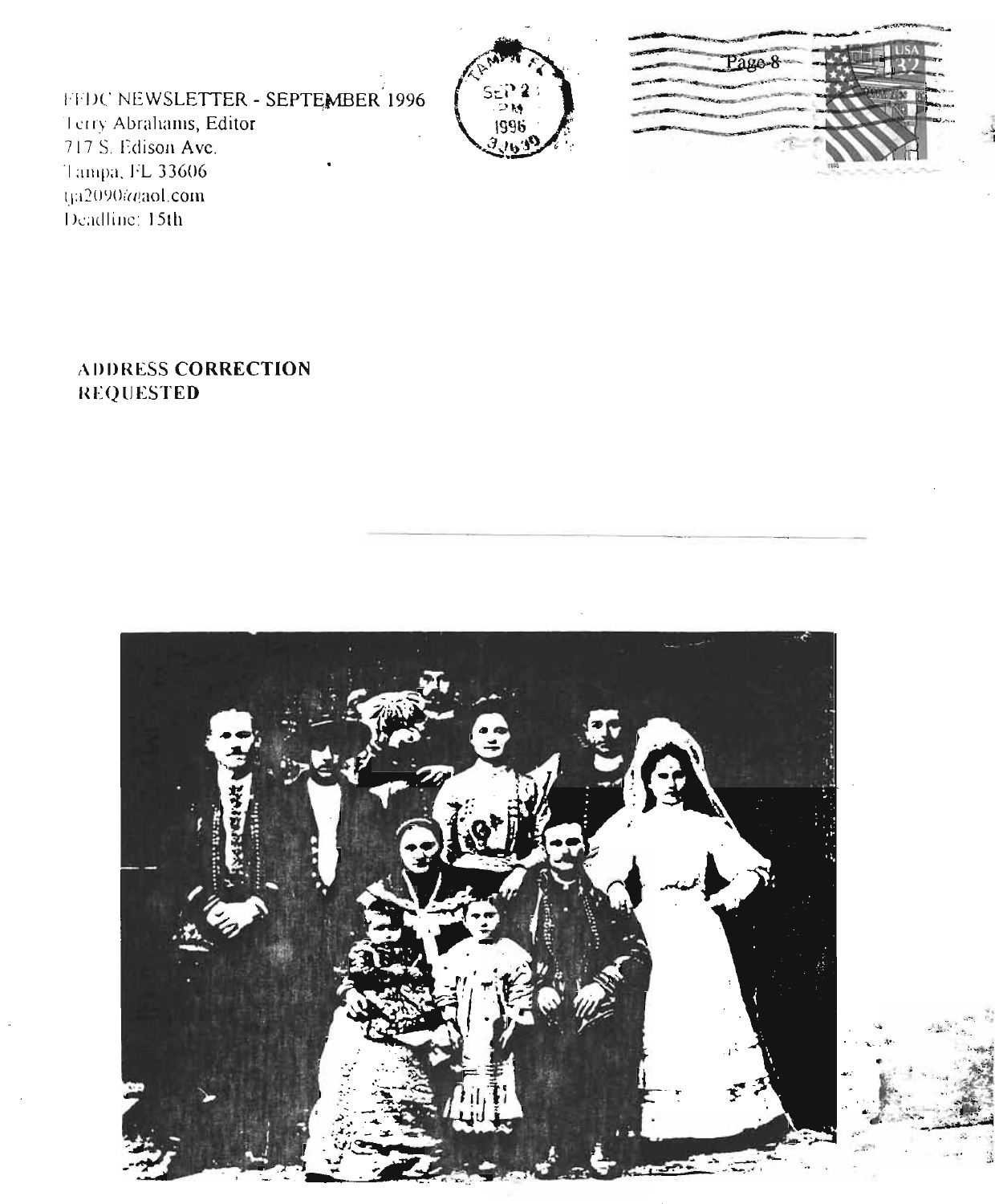FFDC NEWSLETTER - SEPTEMBER 1996
Terry Abrahams, Editor
717 S. Edison Ave.
Tampa, FL 33606
tja2090@aol.com
Deadline: 15th

**ADDRESS CORRECTION REQUESTED**